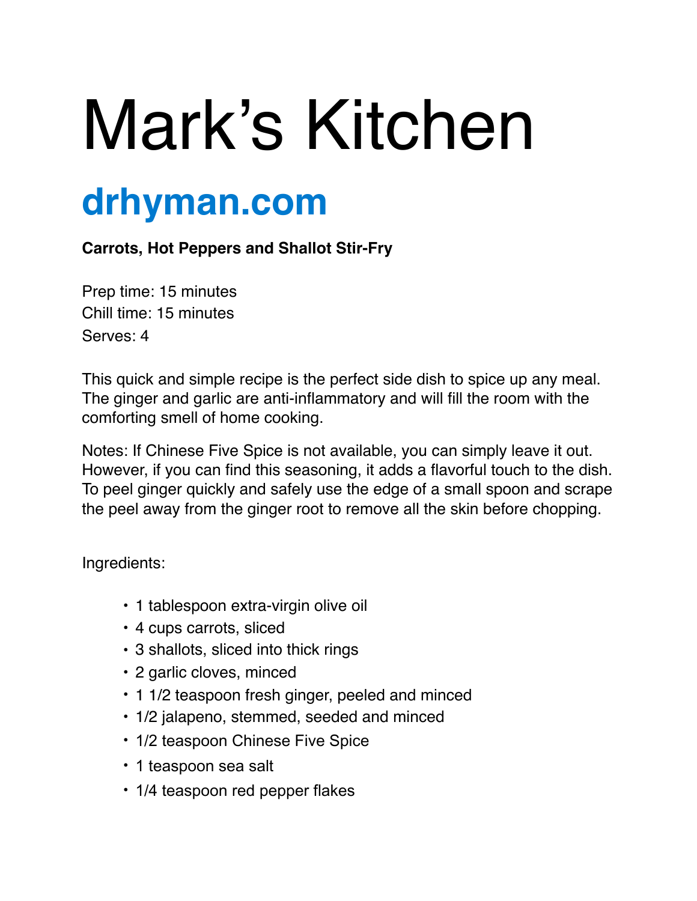# Mark’s Kitchen

## drhyman.com

**Carrots, Hot Peppers and Shallot Stir-Fry**

Prep time: 15 minutes
Chill time: 15 minutes
Serves: 4

This quick and simple recipe is the perfect side dish to spice up any meal. The ginger and garlic are anti-inflammatory and will fill the room with the comforting smell of home cooking.

Notes: If Chinese Five Spice is not available, you can simply leave it out. However, if you can find this seasoning, it adds a flavorful touch to the dish. To peel ginger quickly and safely use the edge of a small spoon and scrape the peel away from the ginger root to remove all the skin before chopping.

Ingredients:

- 1 tablespoon extra-virgin olive oil
- 4 cups carrots, sliced
- 3 shallots, sliced into thick rings
- 2 garlic cloves, minced
- 1 1/2 teaspoon fresh ginger, peeled and minced
- 1/2 jalapeno, stemmed, seeded and minced
- 1/2 teaspoon Chinese Five Spice
- 1 teaspoon sea salt
- 1/4 teaspoon red pepper flakes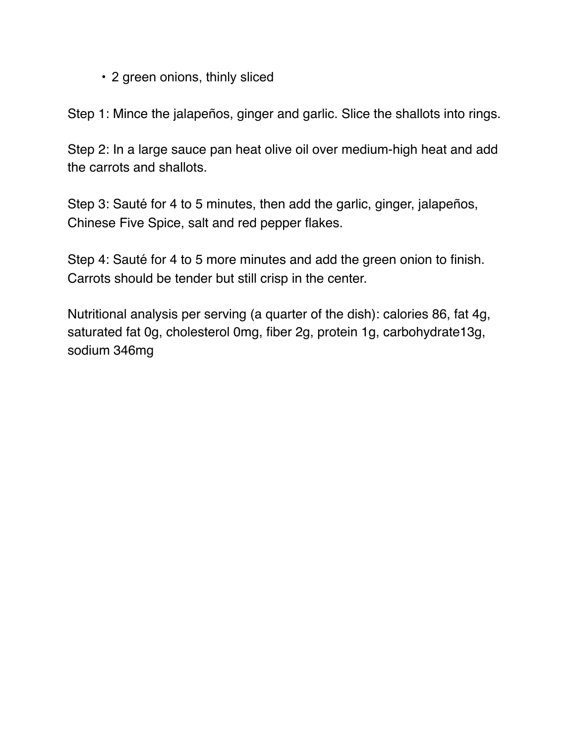- 2 green onions, thinly sliced

Step 1: Mince the jalapeños, ginger and garlic. Slice the shallots into rings.

Step 2: In a large sauce pan heat olive oil over medium-high heat and add the carrots and shallots.

Step 3: Sauté for 4 to 5 minutes, then add the garlic, ginger, jalapeños, Chinese Five Spice, salt and red pepper flakes.

Step 4: Sauté for 4 to 5 more minutes and add the green onion to finish. Carrots should be tender but still crisp in the center.

Nutritional analysis per serving (a quarter of the dish): calories 86, fat 4g, saturated fat 0g, cholesterol 0mg, fiber 2g, protein 1g, carbohydrate13g, sodium 346mg